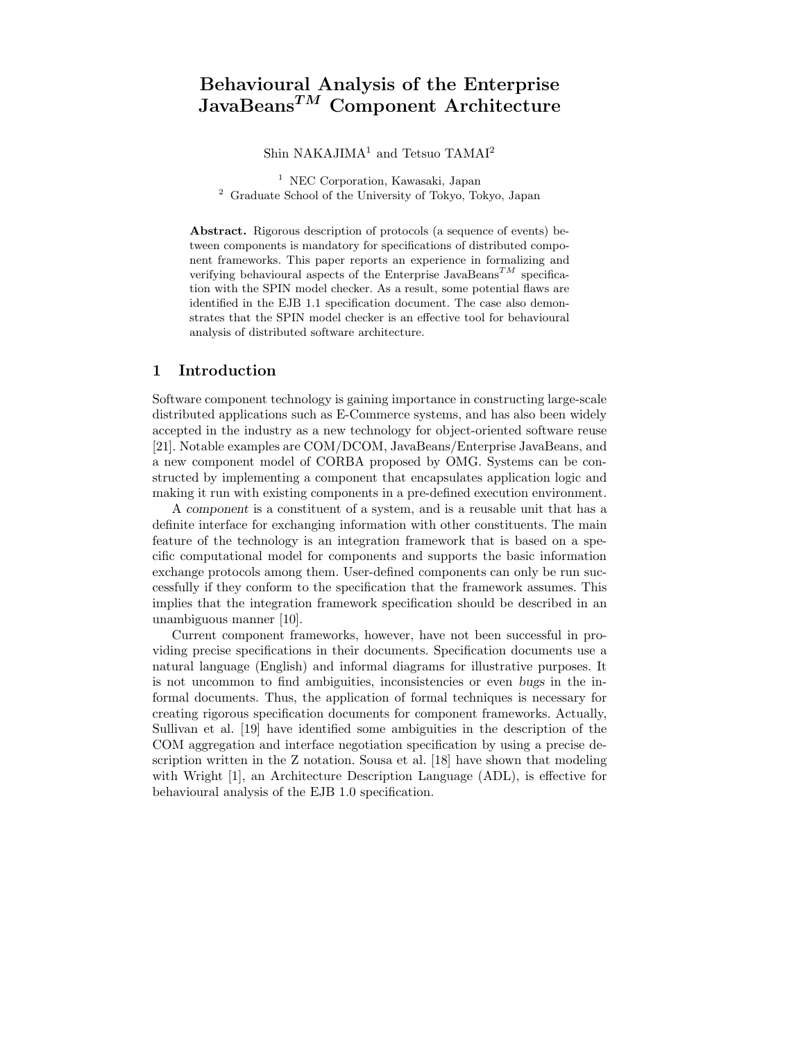# Behavioural Analysis of the Enterprise JavaBeans$^{TM}$ Component Architecture

Shin NAKAJIMA[1] and Tetsuo TAMAI[2]

[1] NEC Corporation, Kawasaki, Japan
[2] Graduate School of the University of Tokyo, Tokyo, Japan

**Abstract.** Rigorous description of protocols (a sequence of events) between components is mandatory for specifications of distributed component frameworks. This paper reports an experience in formalizing and verifying behavioural aspects of the Enterprise JavaBeans$^{TM}$ specification with the SPIN model checker. As a result, some potential flaws are identified in the EJB 1.1 specification document. The case also demonstrates that the SPIN model checker is an effective tool for behavioural analysis of distributed software architecture.

## 1 Introduction

Software component technology is gaining importance in constructing large-scale distributed applications such as E-Commerce systems, and has also been widely accepted in the industry as a new technology for object-oriented software reuse [21]. Notable examples are COM/DCOM, JavaBeans/Enterprise JavaBeans, and a new component model of CORBA proposed by OMG. Systems can be constructed by implementing a component that encapsulates application logic and making it run with existing components in a pre-defined execution environment.

A *component* is a constituent of a system, and is a reusable unit that has a definite interface for exchanging information with other constituents. The main feature of the technology is an integration framework that is based on a specific computational model for components and supports the basic information exchange protocols among them. User-defined components can only be run successfully if they conform to the specification that the framework assumes. This implies that the integration framework specification should be described in an unambiguous manner [10].

Current component frameworks, however, have not been successful in providing precise specifications in their documents. Specification documents use a natural language (English) and informal diagrams for illustrative purposes. It is not uncommon to find ambiguities, inconsistencies or even *bugs* in the informal documents. Thus, the application of formal techniques is necessary for creating rigorous specification documents for component frameworks. Actually, Sullivan et al. [19] have identified some ambiguities in the description of the COM aggregation and interface negotiation specification by using a precise description written in the Z notation. Sousa et al. [18] have shown that modeling with Wright [1], an Architecture Description Language (ADL), is effective for behavioural analysis of the EJB 1.0 specification.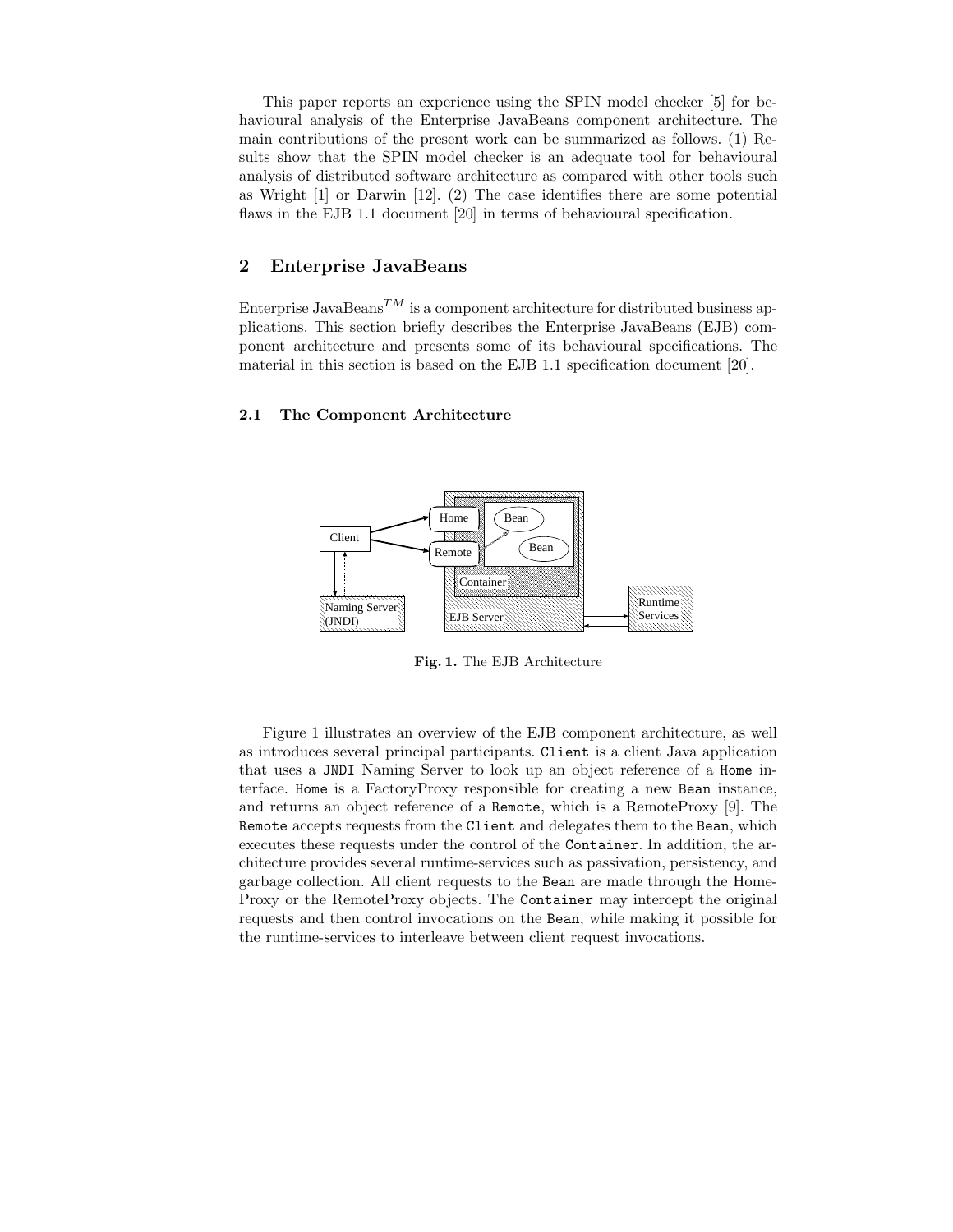This paper reports an experience using the SPIN model checker [5] for behavioural analysis of the Enterprise JavaBeans component architecture. The main contributions of the present work can be summarized as follows. (1) Results show that the SPIN model checker is an adequate tool for behavioural analysis of distributed software architecture as compared with other tools such as Wright [1] or Darwin [12]. (2) The case identifies there are some potential flaws in the EJB 1.1 document [20] in terms of behavioural specification.

## 2 Enterprise JavaBeans

Enterprise JavaBeans$^{TM}$ is a component architecture for distributed business applications. This section briefly describes the Enterprise JavaBeans (EJB) component architecture and presents some of its behavioural specifications. The material in this section is based on the EJB 1.1 specification document [20].

### 2.1 The Component Architecture

**Fig. 1.** The EJB Architecture

Figure 1 illustrates an overview of the EJB component architecture, as well as introduces several principal participants. `Client` is a client Java application that uses a `JNDI` Naming Server to look up an object reference of a `Home` interface. `Home` is a FactoryProxy responsible for creating a new `Bean` instance, and returns an object reference of a `Remote`, which is a RemoteProxy [9]. The `Remote` accepts requests from the `Client` and delegates them to the `Bean`, which executes these requests under the control of the `Container`. In addition, the architecture provides several runtime-services such as passivation, persistency, and garbage collection. All client requests to the `Bean` are made through the HomeProxy or the RemoteProxy objects. The `Container` may intercept the original requests and then control invocations on the `Bean`, while making it possible for the runtime-services to interleave between client request invocations.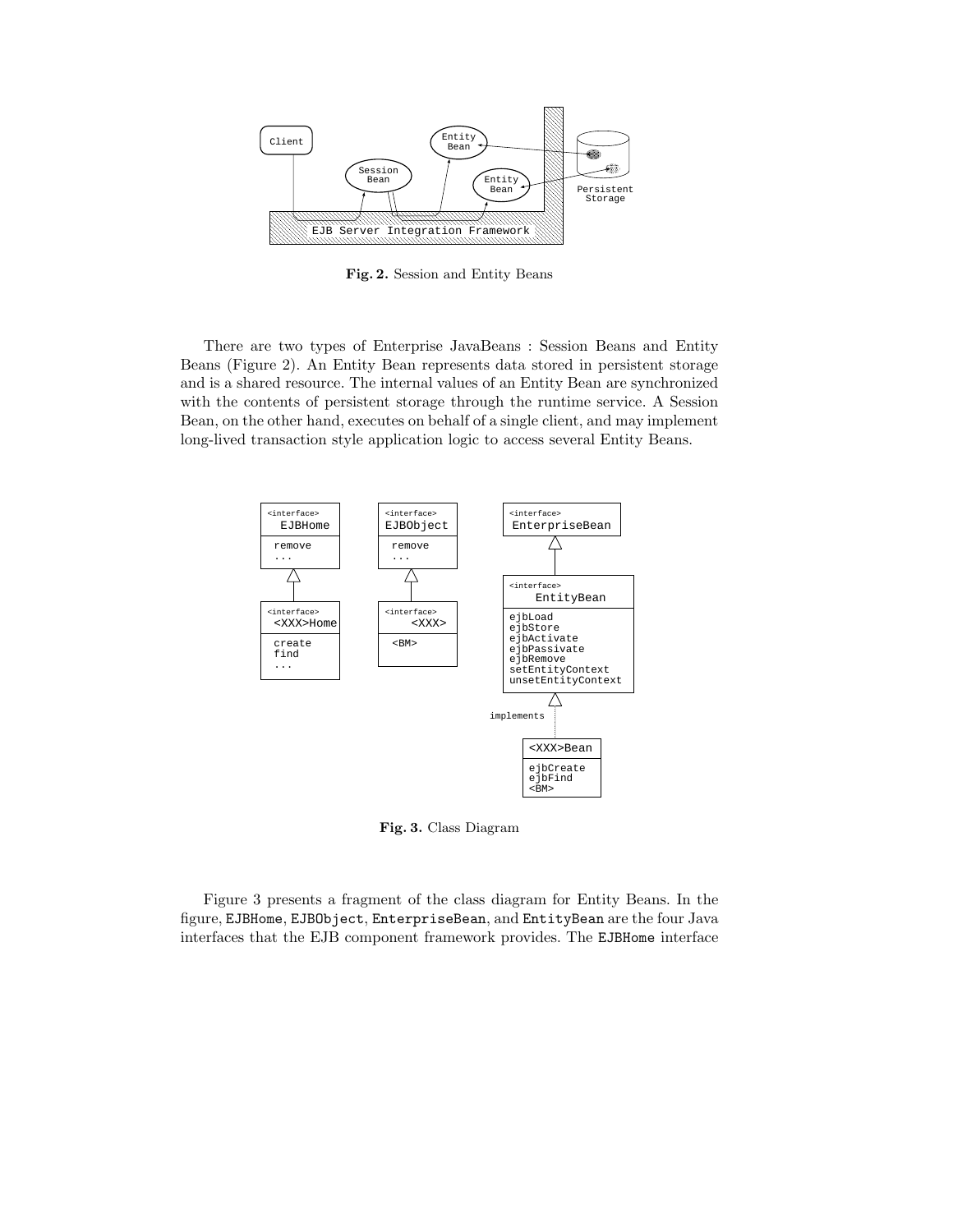Fig. 2. Session and Entity Beans

There are two types of Enterprise JavaBeans : Session Beans and Entity Beans (Figure 2). An Entity Bean represents data stored in persistent storage and is a shared resource. The internal values of an Entity Bean are synchronized with the contents of persistent storage through the runtime service. A Session Bean, on the other hand, executes on behalf of a single client, and may implement long-lived transaction style application logic to access several Entity Beans.

Fig. 3. Class Diagram

Figure 3 presents a fragment of the class diagram for Entity Beans. In the figure, `EJBHome`, `EJBObject`, `EnterpriseBean`, and `EntityBean` are the four Java interfaces that the EJB component framework provides. The `EJBHome` interface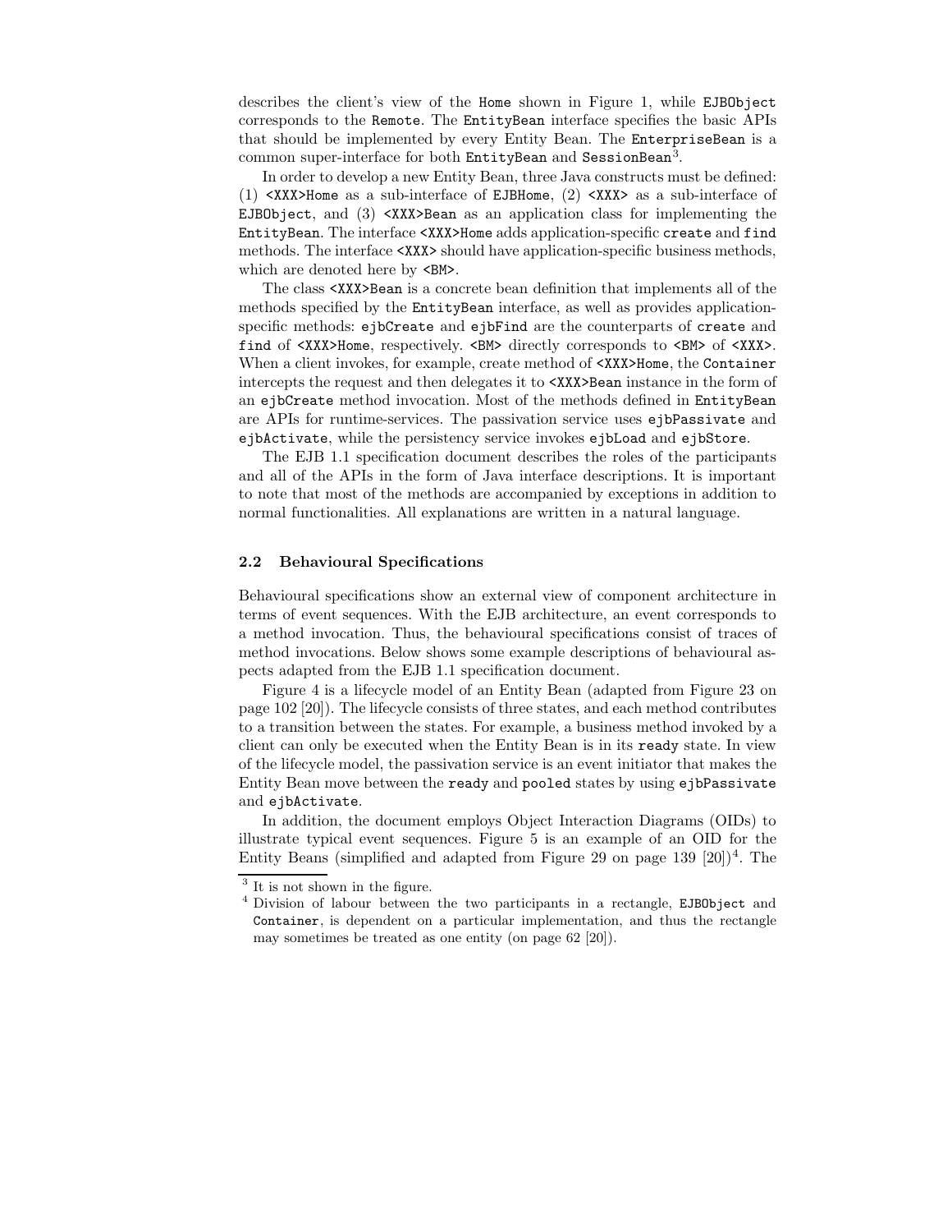describes the client's view of the `Home` shown in Figure 1, while `EJBObject` corresponds to the `Remote`. The `EntityBean` interface specifies the basic APIs that should be implemented by every Entity Bean. The `EnterpriseBean` is a common super-interface for both `EntityBean` and `SessionBean`[3].

In order to develop a new Entity Bean, three Java constructs must be defined: (1) `<XXX>Home` as a sub-interface of `EJBHome`, (2) `<XXX>` as a sub-interface of `EJBObject`, and (3) `<XXX>Bean` as an application class for implementing the `EntityBean`. The interface `<XXX>Home` adds application-specific `create` and `find` methods. The interface `<XXX>` should have application-specific business methods, which are denoted here by `<BM>`.

The class `<XXX>Bean` is a concrete bean definition that implements all of the methods specified by the `EntityBean` interface, as well as provides application-specific methods: `ejbCreate` and `ejbFind` are the counterparts of `create` and `find` of `<XXX>Home`, respectively. `<BM>` directly corresponds to `<BM>` of `<XXX>`. When a client invokes, for example, create method of `<XXX>Home`, the `Container` intercepts the request and then delegates it to `<XXX>Bean` instance in the form of an `ejbCreate` method invocation. Most of the methods defined in `EntityBean` are APIs for runtime-services. The passivation service uses `ejbPassivate` and `ejbActivate`, while the persistency service invokes `ejbLoad` and `ejbStore`.

The EJB 1.1 specification document describes the roles of the participants and all of the APIs in the form of Java interface descriptions. It is important to note that most of the methods are accompanied by exceptions in addition to normal functionalities. All explanations are written in a natural language.

### 2.2 Behavioural Specifications

Behavioural specifications show an external view of component architecture in terms of event sequences. With the EJB architecture, an event corresponds to a method invocation. Thus, the behavioural specifications consist of traces of method invocations. Below shows some example descriptions of behavioural aspects adapted from the EJB 1.1 specification document.

Figure 4 is a lifecycle model of an Entity Bean (adapted from Figure 23 on page 102 [20]). The lifecycle consists of three states, and each method contributes to a transition between the states. For example, a business method invoked by a client can only be executed when the Entity Bean is in its `ready` state. In view of the lifecycle model, the passivation service is an event initiator that makes the Entity Bean move between the `ready` and `pooled` states by using `ejbPassivate` and `ejbActivate`.

In addition, the document employs Object Interaction Diagrams (OIDs) to illustrate typical event sequences. Figure 5 is an example of an OID for the Entity Beans (simplified and adapted from Figure 29 on page 139 [20])[4]. The

---

[3] It is not shown in the figure.

[4] Division of labour between the two participants in a rectangle, `EJBObject` and `Container`, is dependent on a particular implementation, and thus the rectangle may sometimes be treated as one entity (on page 62 [20]).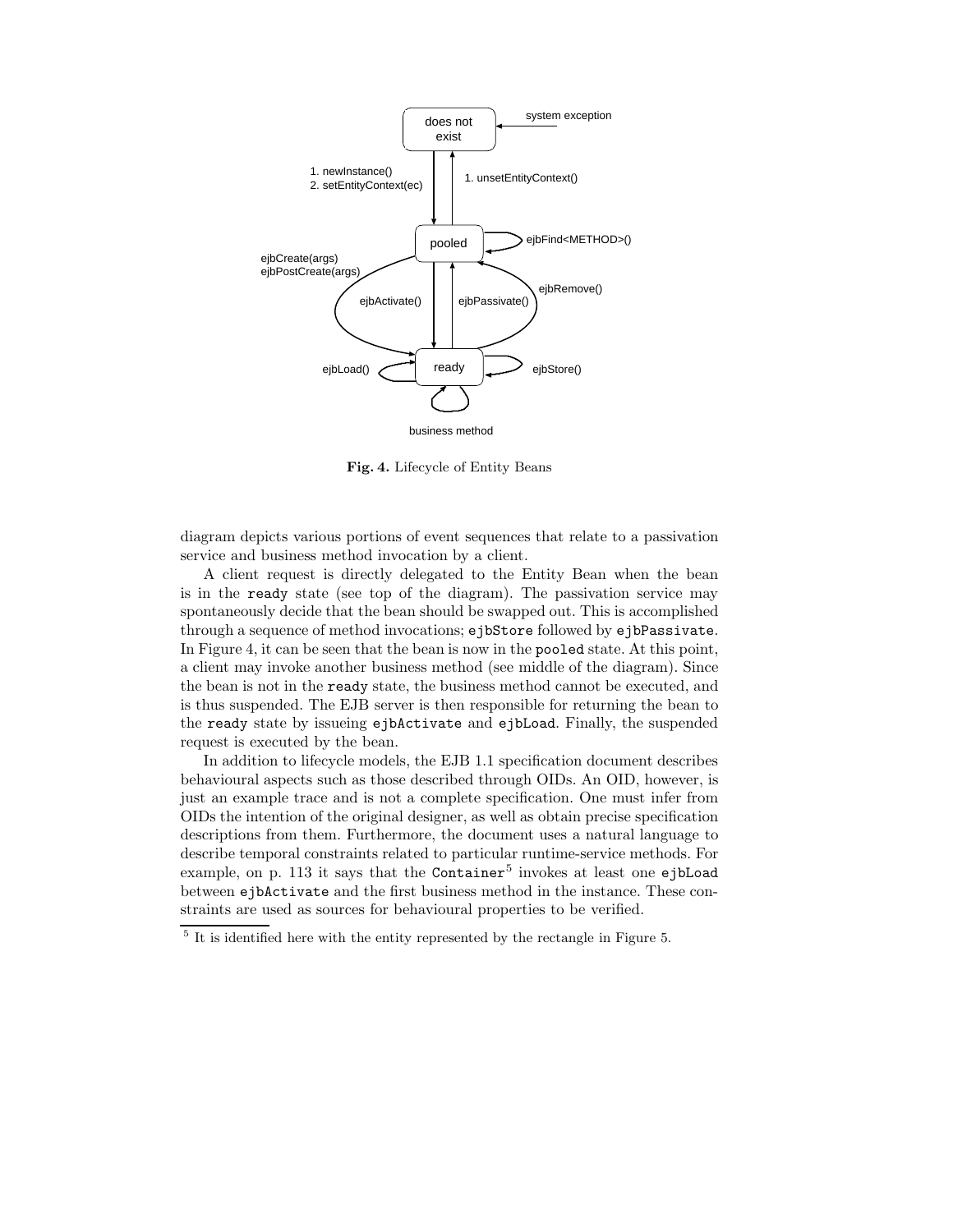**Fig. 4.** Lifecycle of Entity Beans

diagram depicts various portions of event sequences that relate to a passivation service and business method invocation by a client.

A client request is directly delegated to the Entity Bean when the bean is in the `ready` state (see top of the diagram). The passivation service may spontaneously decide that the bean should be swapped out. This is accomplished through a sequence of method invocations; `ejbStore` followed by `ejbPassivate`. In Figure 4, it can be seen that the bean is now in the `pooled` state. At this point, a client may invoke another business method (see middle of the diagram). Since the bean is not in the `ready` state, the business method cannot be executed, and is thus suspended. The EJB server is then responsible for returning the bean to the `ready` state by issueing `ejbActivate` and `ejbLoad`. Finally, the suspended request is executed by the bean.

In addition to lifecycle models, the EJB 1.1 specification document describes behavioural aspects such as those described through OIDs. An OID, however, is just an example trace and is not a complete specification. One must infer from OIDs the intention of the original designer, as well as obtain precise specification descriptions from them. Furthermore, the document uses a natural language to describe temporal constraints related to particular runtime-service methods. For example, on p. 113 it says that the `Container`[5] invokes at least one `ejbLoad` between `ejbActivate` and the first business method in the instance. These constraints are used as sources for behavioural properties to be verified.

[5] It is identified here with the entity represented by the rectangle in Figure 5.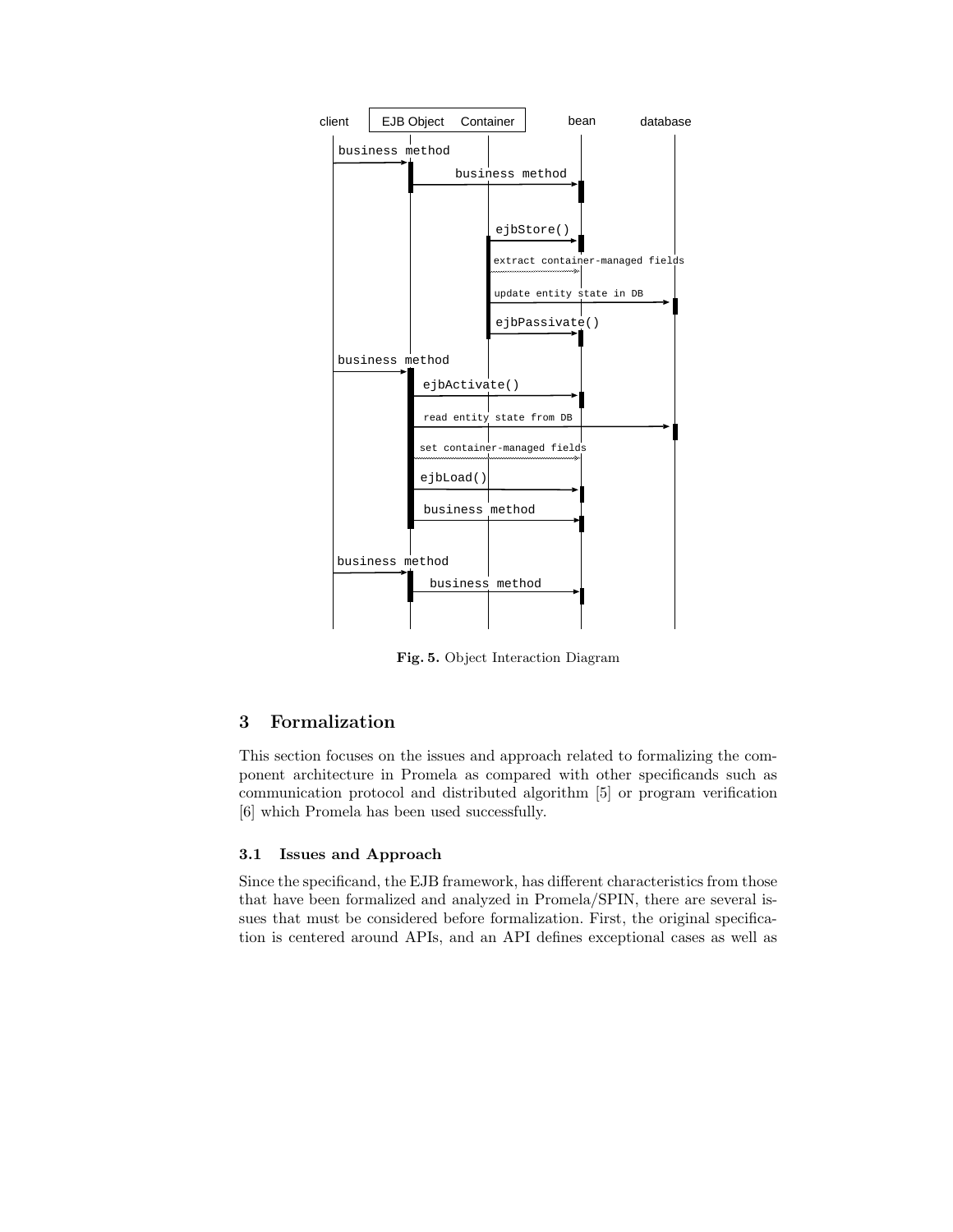**Fig. 5.** Object Interaction Diagram

## 3 Formalization

This section focuses on the issues and approach related to formalizing the component architecture in Promela as compared with other specificands such as communication protocol and distributed algorithm [5] or program verification [6] which Promela has been used successfully.

### 3.1 Issues and Approach

Since the specificand, the EJB framework, has different characteristics from those that have been formalized and analyzed in Promela/SPIN, there are several issues that must be considered before formalization. First, the original specification is centered around APIs, and an API defines exceptional cases as well as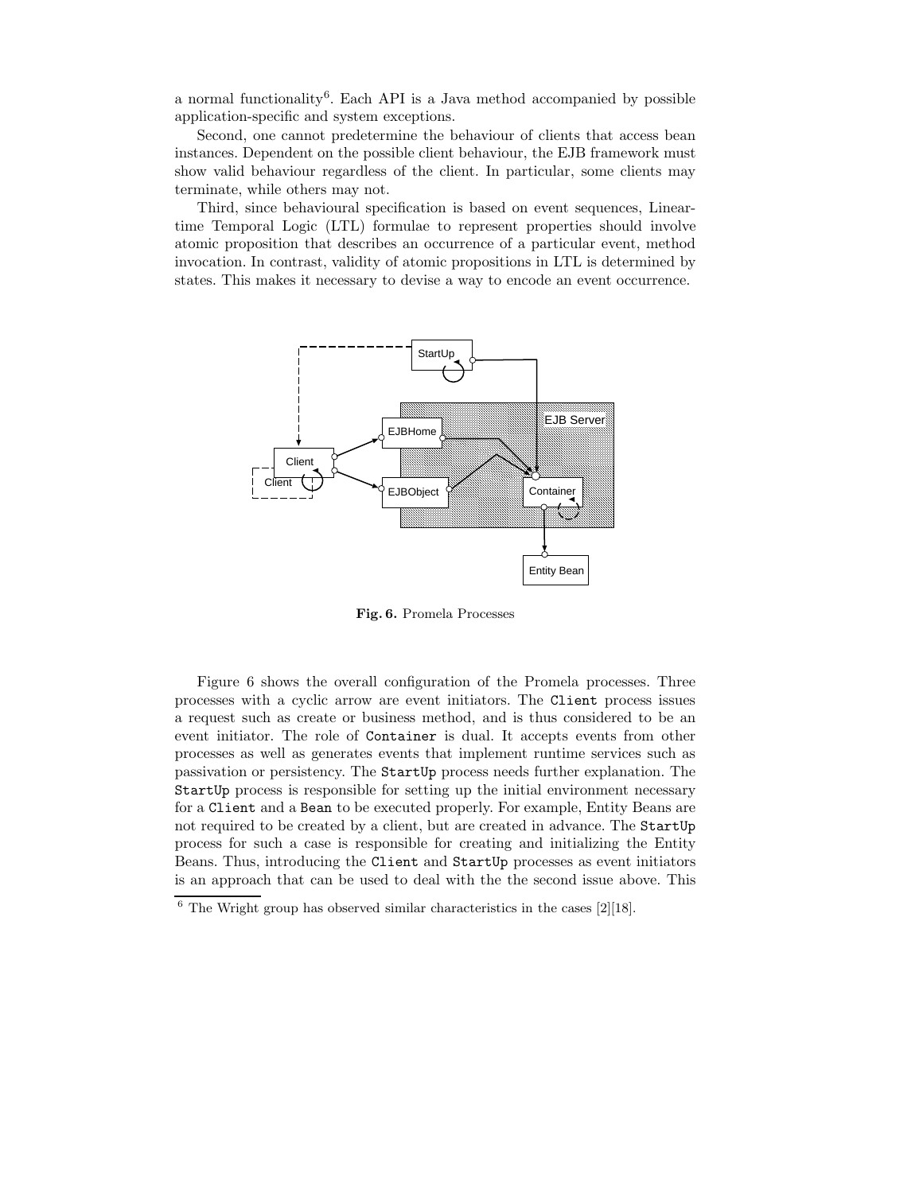a normal functionality[6]. Each API is a Java method accompanied by possible application-specific and system exceptions.

Second, one cannot predetermine the behaviour of clients that access bean instances. Dependent on the possible client behaviour, the EJB framework must show valid behaviour regardless of the client. In particular, some clients may terminate, while others may not.

Third, since behavioural specification is based on event sequences, Linear-time Temporal Logic (LTL) formulae to represent properties should involve atomic proposition that describes an occurrence of a particular event, method invocation. In contrast, validity of atomic propositions in LTL is determined by states. This makes it necessary to devise a way to encode an event occurrence.

**Fig. 6.** Promela Processes

Figure 6 shows the overall configuration of the Promela processes. Three processes with a cyclic arrow are event initiators. The `Client` process issues a request such as create or business method, and is thus considered to be an event initiator. The role of `Container` is dual. It accepts events from other processes as well as generates events that implement runtime services such as passivation or persistency. The `StartUp` process needs further explanation. The `StartUp` process is responsible for setting up the initial environment necessary for a `Client` and a `Bean` to be executed properly. For example, Entity Beans are not required to be created by a client, but are created in advance. The `StartUp` process for such a case is responsible for creating and initializing the Entity Beans. Thus, introducing the `Client` and `StartUp` processes as event initiators is an approach that can be used to deal with the the second issue above. This

[6] The Wright group has observed similar characteristics in the cases [2][18].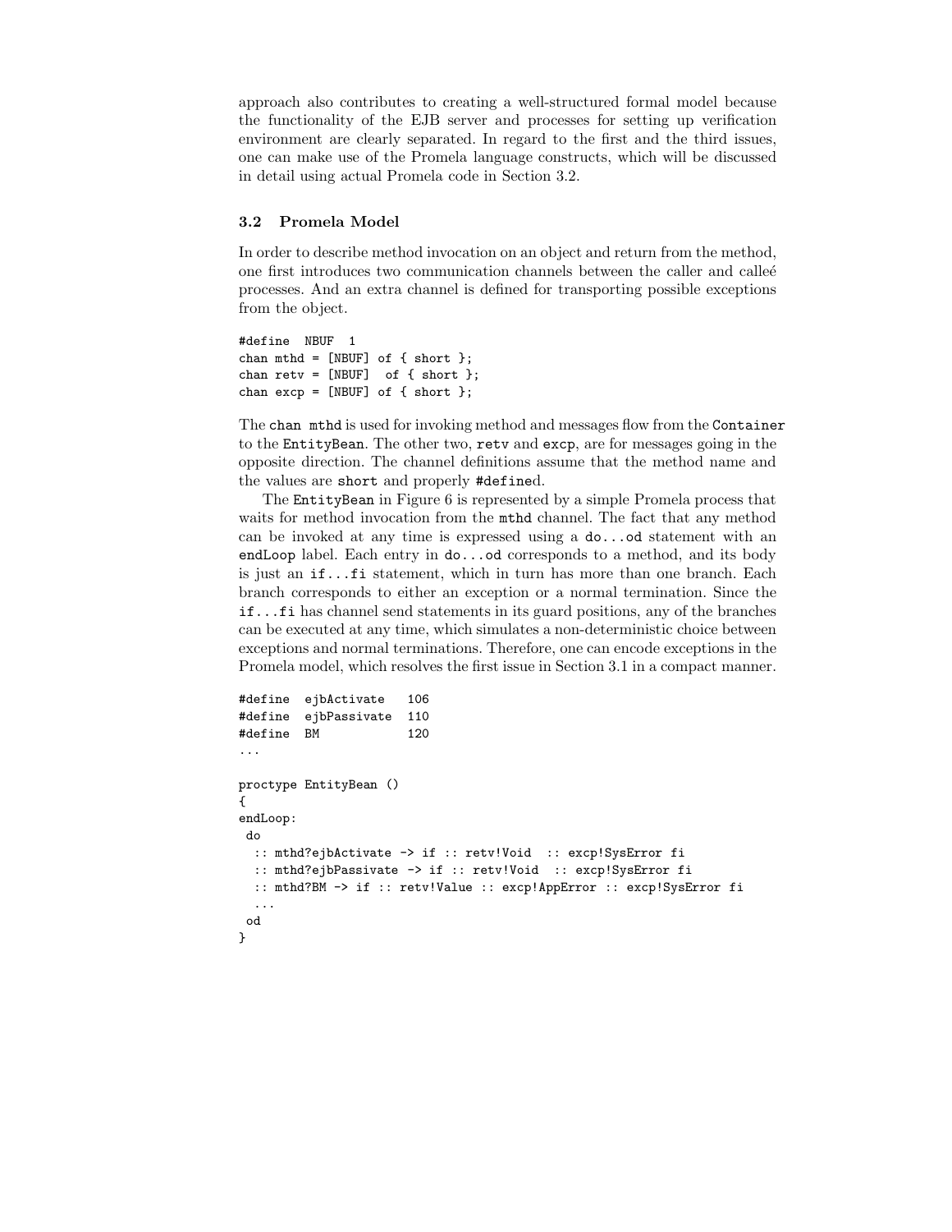approach also contributes to creating a well-structured formal model because the functionality of the EJB server and processes for setting up verification environment are clearly separated. In regard to the first and the third issues, one can make use of the Promela language constructs, which will be discussed in detail using actual Promela code in Section 3.2.

### 3.2 Promela Model

In order to describe method invocation on an object and return from the method, one first introduces two communication channels between the caller and calleé processes. And an extra channel is defined for transporting possible exceptions from the object.

```
#define  NBUF  1
chan mthd = [NBUF] of { short };
chan retv = [NBUF]  of { short };
chan excp = [NBUF] of { short };
```

The `chan mthd` is used for invoking method and messages flow from the `Container` to the `EntityBean`. The other two, `retv` and `excp`, are for messages going in the opposite direction. The channel definitions assume that the method name and the values are `short` and properly `#define`d.

The `EntityBean` in Figure 6 is represented by a simple Promela process that waits for method invocation from the `mthd` channel. The fact that any method can be invoked at any time is expressed using a `do...od` statement with an `endLoop` label. Each entry in `do...od` corresponds to a method, and its body is just an `if...fi` statement, which in turn has more than one branch. Each branch corresponds to either an exception or a normal termination. Since the `if...fi` has channel send statements in its guard positions, any of the branches can be executed at any time, which simulates a non-deterministic choice between exceptions and normal terminations. Therefore, one can encode exceptions in the Promela model, which resolves the first issue in Section 3.1 in a compact manner.

```
#define  ejbActivate   106
#define  ejbPassivate  110
#define  BM            120
...

proctype EntityBean ()
{
endLoop:
 do
  :: mthd?ejbActivate -> if :: retv!Void  :: excp!SysError fi
  :: mthd?ejbPassivate -> if :: retv!Void  :: excp!SysError fi
  :: mthd?BM -> if :: retv!Value :: excp!AppError :: excp!SysError fi
  ...
 od
}
```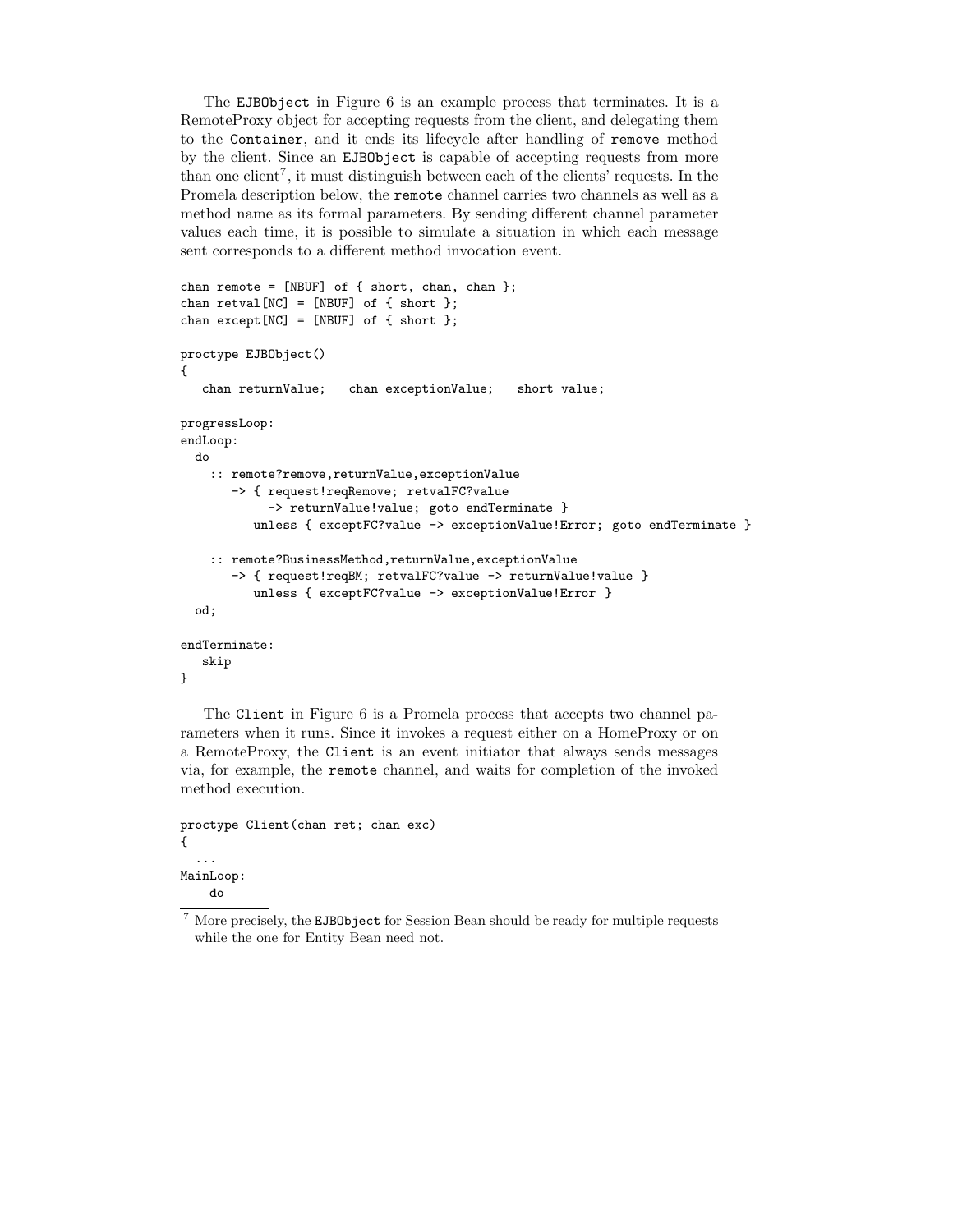The EJBObject in Figure 6 is an example process that terminates. It is a RemoteProxy object for accepting requests from the client, and delegating them to the Container, and it ends its lifecycle after handling of remove method by the client. Since an EJBObject is capable of accepting requests from more than one client[7], it must distinguish between each of the clients' requests. In the Promela description below, the remote channel carries two channels as well as a method name as its formal parameters. By sending different channel parameter values each time, it is possible to simulate a situation in which each message sent corresponds to a different method invocation event.

```
chan remote = [NBUF] of { short, chan, chan };
chan retval[NC] = [NBUF] of { short };
chan except[NC] = [NBUF] of { short };

proctype EJBObject()
{
   chan returnValue;   chan exceptionValue;   short value;

progressLoop:
endLoop:
  do
    :: remote?remove,returnValue,exceptionValue
       -> { request!reqRemove; retvalFC?value
            -> returnValue!value; goto endTerminate }
          unless { exceptFC?value -> exceptionValue!Error; goto endTerminate }

    :: remote?BusinessMethod,returnValue,exceptionValue
       -> { request!reqBM; retvalFC?value -> returnValue!value }
          unless { exceptFC?value -> exceptionValue!Error }
  od;

endTerminate:
   skip
}
```

The Client in Figure 6 is a Promela process that accepts two channel parameters when it runs. Since it invokes a request either on a HomeProxy or on a RemoteProxy, the Client is an event initiator that always sends messages via, for example, the remote channel, and waits for completion of the invoked method execution.

```
proctype Client(chan ret; chan exc)
{
  ...
MainLoop:
    do
```

[7] More precisely, the EJBObject for Session Bean should be ready for multiple requests while the one for Entity Bean need not.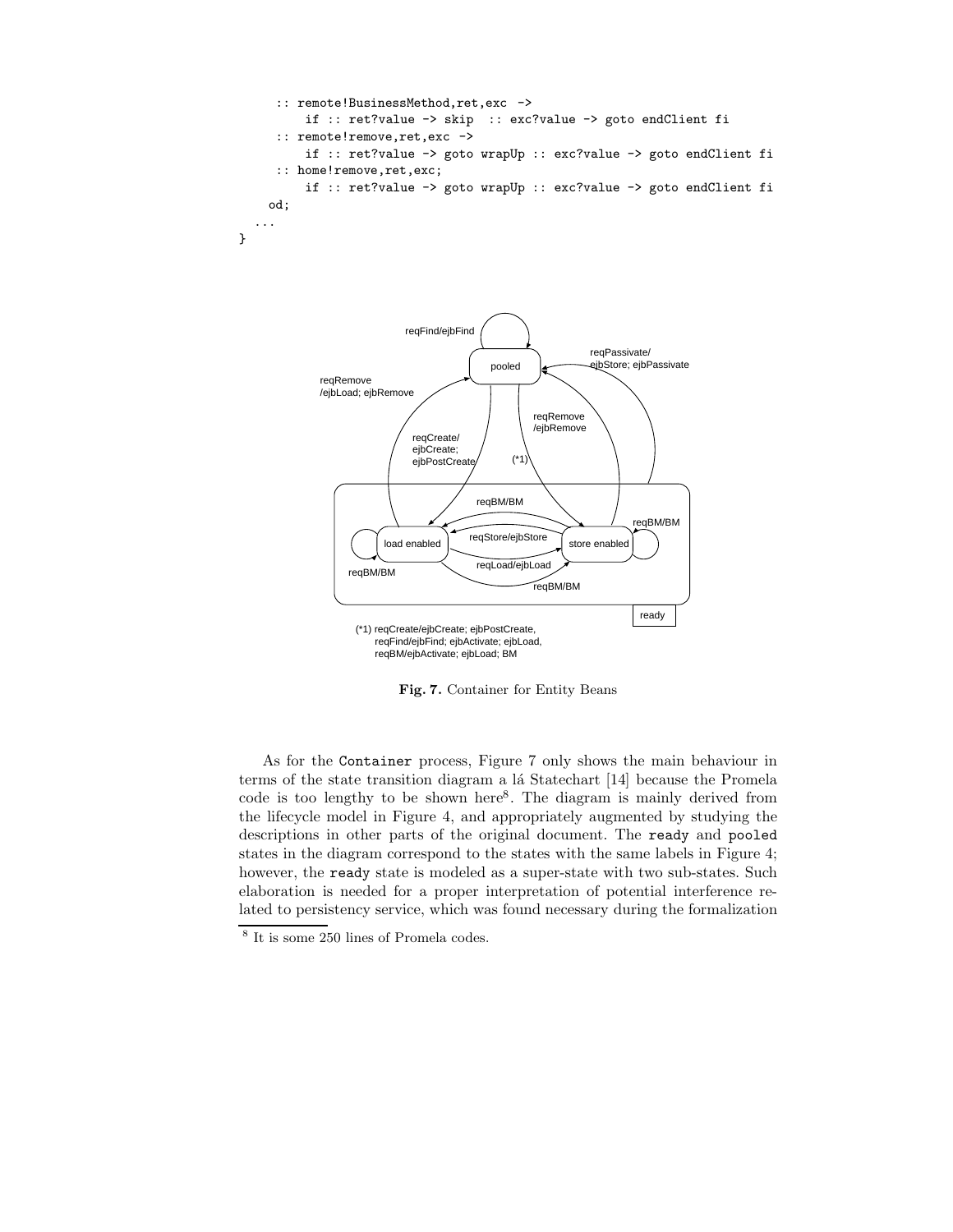```
    :: remote!BusinessMethod,ret,exc ->
         if :: ret?value -> skip  :: exc?value -> goto endClient fi
    :: remote!remove,ret,exc ->
         if :: ret?value -> goto wrapUp :: exc?value -> goto endClient fi
    :: home!remove,ret,exc;
         if :: ret?value -> goto wrapUp :: exc?value -> goto endClient fi
  od;
 ...
}
```

(*1) reqCreate/ejbCreate; ejbPostCreate, reqFind/ejbFind; ejbActivate; ejbLoad, reqBM/ejbActivate; ejbLoad; BM

**Fig. 7.** Container for Entity Beans

As for the Container process, Figure 7 only shows the main behaviour in terms of the state transition diagram a lá Statechart [14] because the Promela code is too lengthy to be shown here[8]. The diagram is mainly derived from the lifecycle model in Figure 4, and appropriately augmented by studying the descriptions in other parts of the original document. The `ready` and `pooled` states in the diagram correspond to the states with the same labels in Figure 4; however, the `ready` state is modeled as a super-state with two sub-states. Such elaboration is needed for a proper interpretation of potential interference related to persistency service, which was found necessary during the formalization

[8] It is some 250 lines of Promela codes.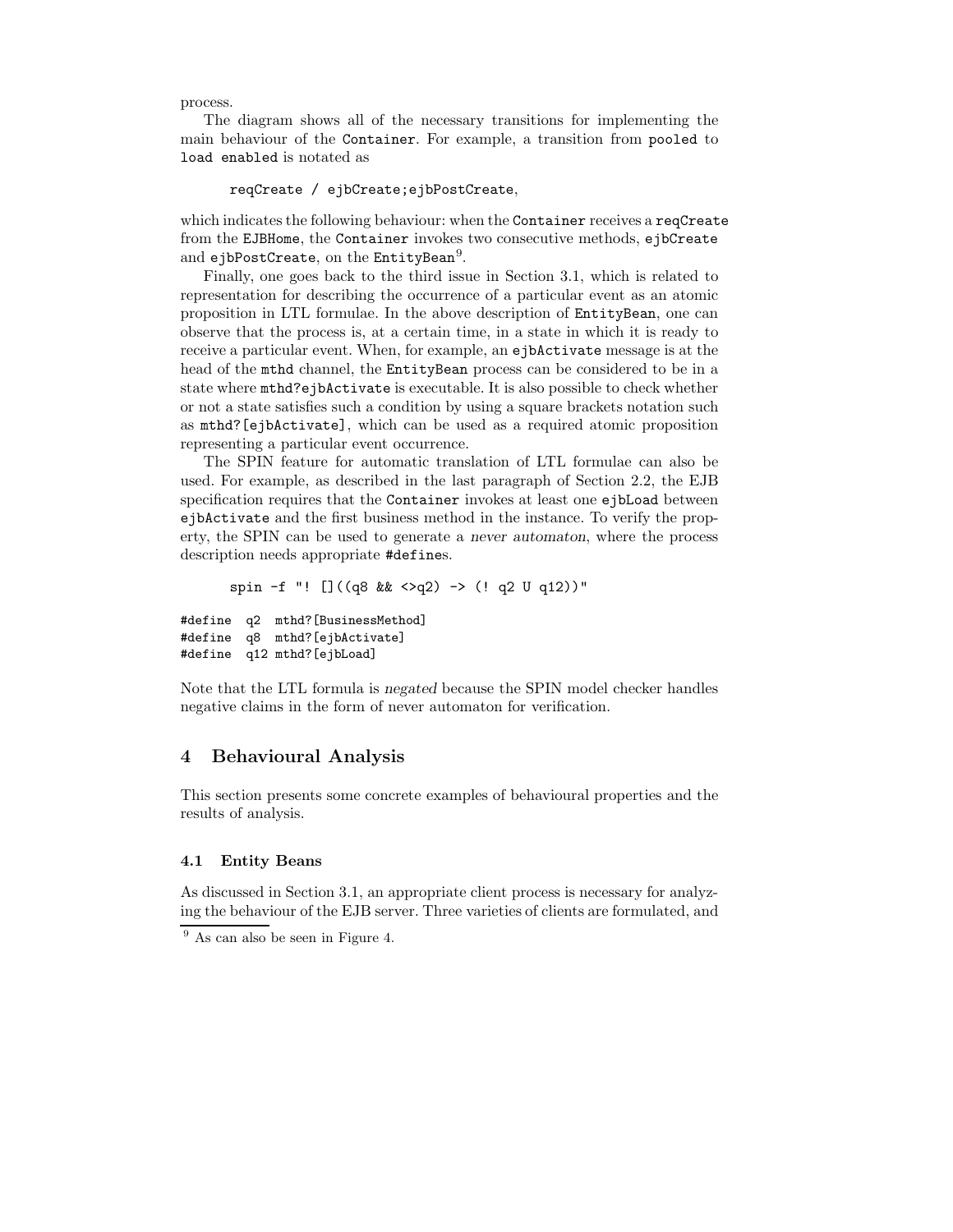process.

The diagram shows all of the necessary transitions for implementing the main behaviour of the `Container`. For example, a transition from `pooled` to `load enabled` is notated as

```
reqCreate / ejbCreate;ejbPostCreate,
```

which indicates the following behaviour: when the `Container` receives a `reqCreate` from the `EJBHome`, the `Container` invokes two consecutive methods, `ejbCreate` and `ejbPostCreate`, on the `EntityBean`[9].

Finally, one goes back to the third issue in Section 3.1, which is related to representation for describing the occurrence of a particular event as an atomic proposition in LTL formulae. In the above description of `EntityBean`, one can observe that the process is, at a certain time, in a state in which it is ready to receive a particular event. When, for example, an `ejbActivate` message is at the head of the `mthd` channel, the `EntityBean` process can be considered to be in a state where `mthd?ejbActivate` is executable. It is also possible to check whether or not a state satisfies such a condition by using a square brackets notation such as `mthd?[ejbActivate]`, which can be used as a required atomic proposition representing a particular event occurrence.

The SPIN feature for automatic translation of LTL formulae can also be used. For example, as described in the last paragraph of Section 2.2, the EJB specification requires that the `Container` invokes at least one `ejbLoad` between `ejbActivate` and the first business method in the instance. To verify the property, the SPIN can be used to generate a *never automaton*, where the process description needs appropriate `#define`s.

```
spin -f "! []((q8 && <>q2) -> (! q2 U q12))"
```

```
#define  q2  mthd?[BusinessMethod]
#define  q8  mthd?[ejbActivate]
#define  q12 mthd?[ejbLoad]
```

Note that the LTL formula is *negated* because the SPIN model checker handles negative claims in the form of never automaton for verification.

## 4 Behavioural Analysis

This section presents some concrete examples of behavioural properties and the results of analysis.

### 4.1 Entity Beans

As discussed in Section 3.1, an appropriate client process is necessary for analyzing the behaviour of the EJB server. Three varieties of clients are formulated, and

[9] As can also be seen in Figure 4.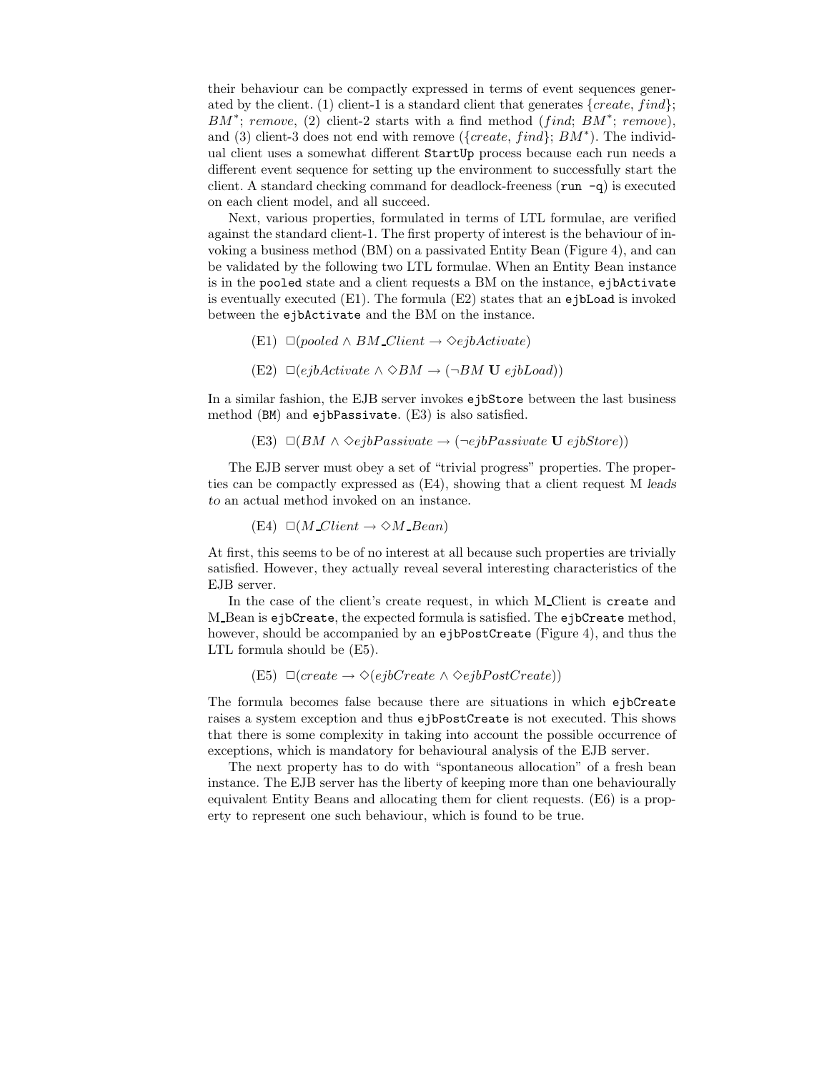their behaviour can be compactly expressed in terms of event sequences generated by the client. (1) client-1 is a standard client that generates $\{create, find\}$; $BM^*$; *remove*, (2) client-2 starts with a find method ($find$; $BM^*$; *remove*), and (3) client-3 does not end with remove ($\{create, find\}$; $BM^*$). The individual client uses a somewhat different `StartUp` process because each run needs a different event sequence for setting up the environment to successfully start the client. A standard checking command for deadlock-freeness (`run -q`) is executed on each client model, and all succeed.

Next, various properties, formulated in terms of LTL formulae, are verified against the standard client-1. The first property of interest is the behaviour of invoking a business method (BM) on a passivated Entity Bean (Figure 4), and can be validated by the following two LTL formulae. When an Entity Bean instance is in the `pooled` state and a client requests a BM on the instance, `ejbActivate` is eventually executed (E1). The formula (E2) states that an `ejbLoad` is invoked between the `ejbActivate` and the BM on the instance.

(E1) $\Box(pooled \wedge BM\_Client \rightarrow \Diamond ejbActivate)$

(E2) $\Box(ejbActivate \wedge \Diamond BM \rightarrow (\neg BM \ \mathbf{U} \ ejbLoad))$

In a similar fashion, the EJB server invokes `ejbStore` between the last business method (`BM`) and `ejbPassivate`. (E3) is also satisfied.

(E3) $\Box(BM \wedge \Diamond ejbPassivate \rightarrow (\neg ejbPassivate \ \mathbf{U} \ ejbStore))$

The EJB server must obey a set of "trivial progress" properties. The properties can be compactly expressed as (E4), showing that a client request M *leads to* an actual method invoked on an instance.

(E4) $\Box(M\_Client \rightarrow \Diamond M\_Bean)$

At first, this seems to be of no interest at all because such properties are trivially satisfied. However, they actually reveal several interesting characteristics of the EJB server.

In the case of the client's create request, in which M_Client is `create` and M_Bean is `ejbCreate`, the expected formula is satisfied. The `ejbCreate` method, however, should be accompanied by an `ejbPostCreate` (Figure 4), and thus the LTL formula should be (E5).

(E5) $\Box(create \rightarrow \Diamond(ejbCreate \wedge \Diamond ejbPostCreate))$

The formula becomes false because there are situations in which `ejbCreate` raises a system exception and thus `ejbPostCreate` is not executed. This shows that there is some complexity in taking into account the possible occurrence of exceptions, which is mandatory for behavioural analysis of the EJB server.

The next property has to do with "spontaneous allocation" of a fresh bean instance. The EJB server has the liberty of keeping more than one behaviourally equivalent Entity Beans and allocating them for client requests. (E6) is a property to represent one such behaviour, which is found to be true.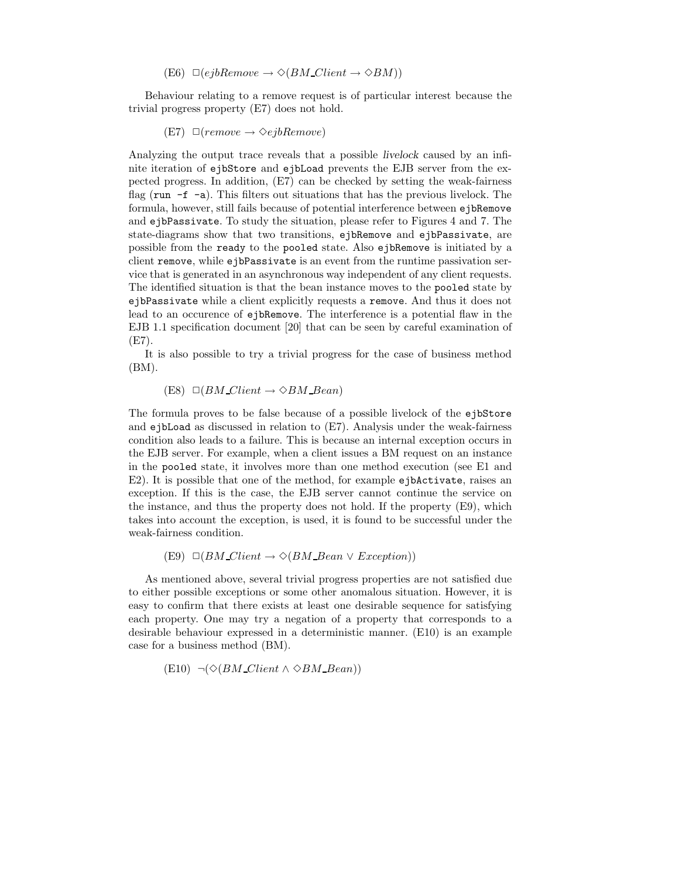(E6) $\Box(ejbRemove \rightarrow \Diamond(BM\_Client \rightarrow \Diamond BM))$

Behaviour relating to a remove request is of particular interest because the trivial progress property (E7) does not hold.

(E7) $\Box(remove \rightarrow \Diamond ejbRemove)$

Analyzing the output trace reveals that a possible *livelock* caused by an infinite iteration of `ejbStore` and `ejbLoad` prevents the EJB server from the expected progress. In addition, (E7) can be checked by setting the weak-fairness flag (`run -f -a`). This filters out situations that has the previous livelock. The formula, however, still fails because of potential interference between `ejbRemove` and `ejbPassivate`. To study the situation, please refer to Figures 4 and 7. The state-diagrams show that two transitions, `ejbRemove` and `ejbPassivate`, are possible from the `ready` to the `pooled` state. Also `ejbRemove` is initiated by a client `remove`, while `ejbPassivate` is an event from the runtime passivation service that is generated in an asynchronous way independent of any client requests. The identified situation is that the bean instance moves to the `pooled` state by `ejbPassivate` while a client explicitly requests a `remove`. And thus it does not lead to an occurence of `ejbRemove`. The interference is a potential flaw in the EJB 1.1 specification document [20] that can be seen by careful examination of (E7).

It is also possible to try a trivial progress for the case of business method (BM).

(E8) $\Box(BM\_Client \rightarrow \Diamond BM\_Bean)$

The formula proves to be false because of a possible livelock of the `ejbStore` and `ejbLoad` as discussed in relation to (E7). Analysis under the weak-fairness condition also leads to a failure. This is because an internal exception occurs in the EJB server. For example, when a client issues a BM request on an instance in the `pooled` state, it involves more than one method execution (see E1 and E2). It is possible that one of the method, for example `ejbActivate`, raises an exception. If this is the case, the EJB server cannot continue the service on the instance, and thus the property does not hold. If the property (E9), which takes into account the exception, is used, it is found to be successful under the weak-fairness condition.

(E9) $\Box(BM\_Client \rightarrow \Diamond(BM\_Bean \vee Exception))$

As mentioned above, several trivial progress properties are not satisfied due to either possible exceptions or some other anomalous situation. However, it is easy to confirm that there exists at least one desirable sequence for satisfying each property. One may try a negation of a property that corresponds to a desirable behaviour expressed in a deterministic manner. (E10) is an example case for a business method (BM).

(E10) $\neg(\Diamond(BM\_Client \wedge \Diamond BM\_Bean))$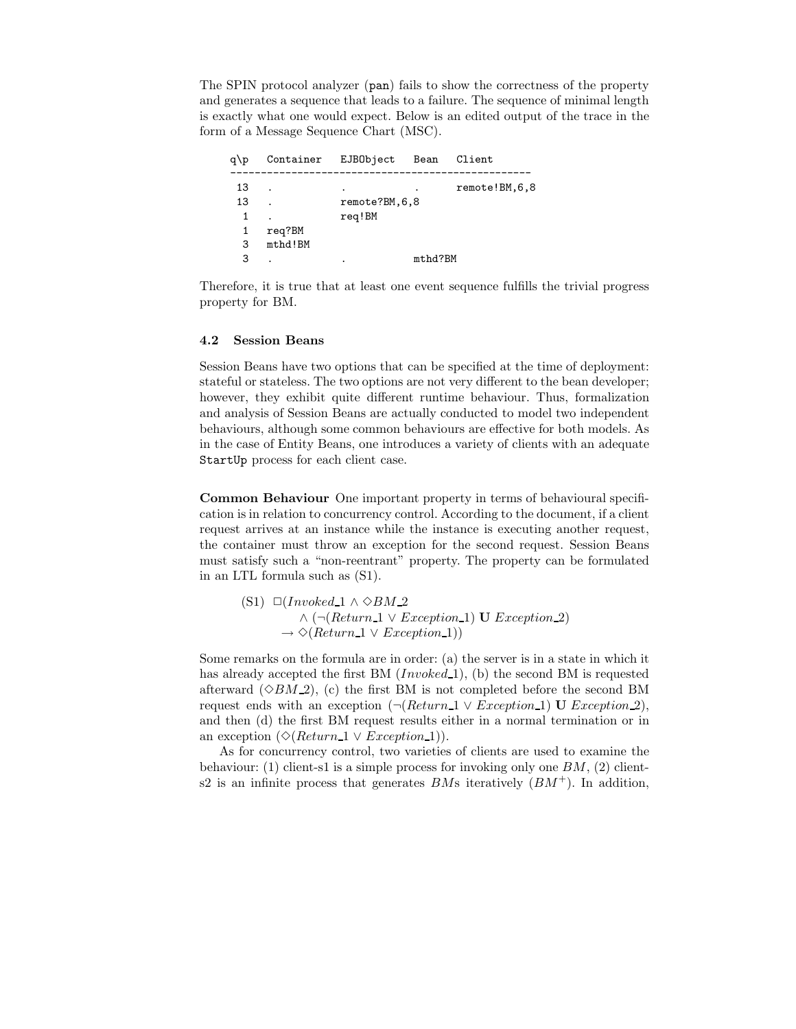The SPIN protocol analyzer (pan) fails to show the correctness of the property and generates a sequence that leads to a failure. The sequence of minimal length is exactly what one would expect. Below is an edited output of the trace in the form of a Message Sequence Chart (MSC).

```
q\p   Container   EJBObject   Bean   Client
-------------------------------------------------
 13   .           .           .      remote!BM,6,8
 13   .           remote?BM,6,8
  1   .           req!BM
  1   req?BM
  3   mthd!BM
  3   .           .           mthd?BM
```

Therefore, it is true that at least one event sequence fulfills the trivial progress property for BM.

### 4.2 Session Beans

Session Beans have two options that can be specified at the time of deployment: stateful or stateless. The two options are not very different to the bean developer; however, they exhibit quite different runtime behaviour. Thus, formalization and analysis of Session Beans are actually conducted to model two independent behaviours, although some common behaviours are effective for both models. As in the case of Entity Beans, one introduces a variety of clients with an adequate StartUp process for each client case.

**Common Behaviour** One important property in terms of behavioural specification is in relation to concurrency control. According to the document, if a client request arrives at an instance while the instance is executing another request, the container must throw an exception for the second request. Session Beans must satisfy such a "non-reentrant" property. The property can be formulated in an LTL formula such as (S1).

$$\text{(S1)}\ \ \Box(\mathit{Invoked\_1} \wedge \Diamond \mathit{BM\_2} \wedge (\neg(\mathit{Return\_1} \vee \mathit{Exception\_1})\ \mathbf{U}\ \mathit{Exception\_2}) \rightarrow \Diamond(\mathit{Return\_1} \vee \mathit{Exception\_1}))$$

Some remarks on the formula are in order: (a) the server is in a state in which it has already accepted the first BM ($\mathit{Invoked\_1}$), (b) the second BM is requested afterward ($\Diamond \mathit{BM\_2}$), (c) the first BM is not completed before the second BM request ends with an exception ($\neg(\mathit{Return\_1} \vee \mathit{Exception\_1})\ \mathbf{U}\ \mathit{Exception\_2}$), and then (d) the first BM request results either in a normal termination or in an exception ($\Diamond(\mathit{Return\_1} \vee \mathit{Exception\_1})$).

As for concurrency control, two varieties of clients are used to examine the behaviour: (1) client-s1 is a simple process for invoking only one $BM$, (2) client-s2 is an infinite process that generates $BM$s iteratively ($BM^+$). In addition,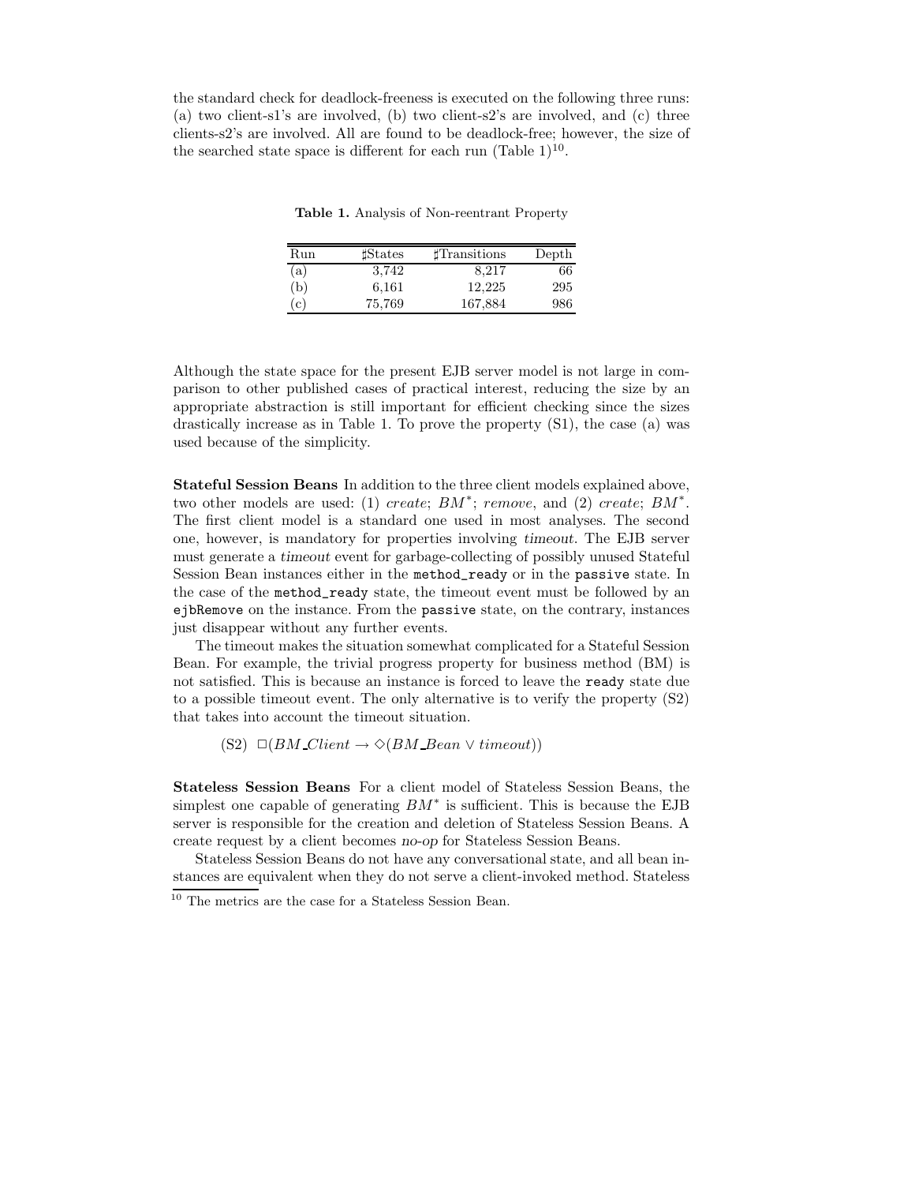the standard check for deadlock-freeness is executed on the following three runs: (a) two client-s1's are involved, (b) two client-s2's are involved, and (c) three clients-s2's are involved. All are found to be deadlock-free; however, the size of the searched state space is different for each run (Table 1)[10].

**Table 1.** Analysis of Non-reentrant Property

| Run | ♯States | ♯Transitions | Depth |
|---|---|---|---|
| (a) | 3,742 | 8,217 | 66 |
| (b) | 6,161 | 12,225 | 295 |
| (c) | 75,769 | 167,884 | 986 |

Although the state space for the present EJB server model is not large in comparison to other published cases of practical interest, reducing the size by an appropriate abstraction is still important for efficient checking since the sizes drastically increase as in Table 1. To prove the property (S1), the case (a) was used because of the simplicity.

**Stateful Session Beans** In addition to the three client models explained above, two other models are used: (1) *create*; $BM^*$; *remove*, and (2) *create*; $BM^*$. The first client model is a standard one used in most analyses. The second one, however, is mandatory for properties involving *timeout*. The EJB server must generate a *timeout* event for garbage-collecting of possibly unused Stateful Session Bean instances either in the `method_ready` or in the `passive` state. In the case of the `method_ready` state, the timeout event must be followed by an `ejbRemove` on the instance. From the `passive` state, on the contrary, instances just disappear without any further events.

The timeout makes the situation somewhat complicated for a Stateful Session Bean. For example, the trivial progress property for business method (BM) is not satisfied. This is because an instance is forced to leave the `ready` state due to a possible timeout event. The only alternative is to verify the property (S2) that takes into account the timeout situation.

(S2) $\Box(BM\_Client \rightarrow \Diamond(BM\_Bean \vee timeout))$

**Stateless Session Beans** For a client model of Stateless Session Beans, the simplest one capable of generating $BM^*$ is sufficient. This is because the EJB server is responsible for the creation and deletion of Stateless Session Beans. A create request by a client becomes *no-op* for Stateless Session Beans.

Stateless Session Beans do not have any conversational state, and all bean instances are equivalent when they do not serve a client-invoked method. Stateless

[10] The metrics are the case for a Stateless Session Bean.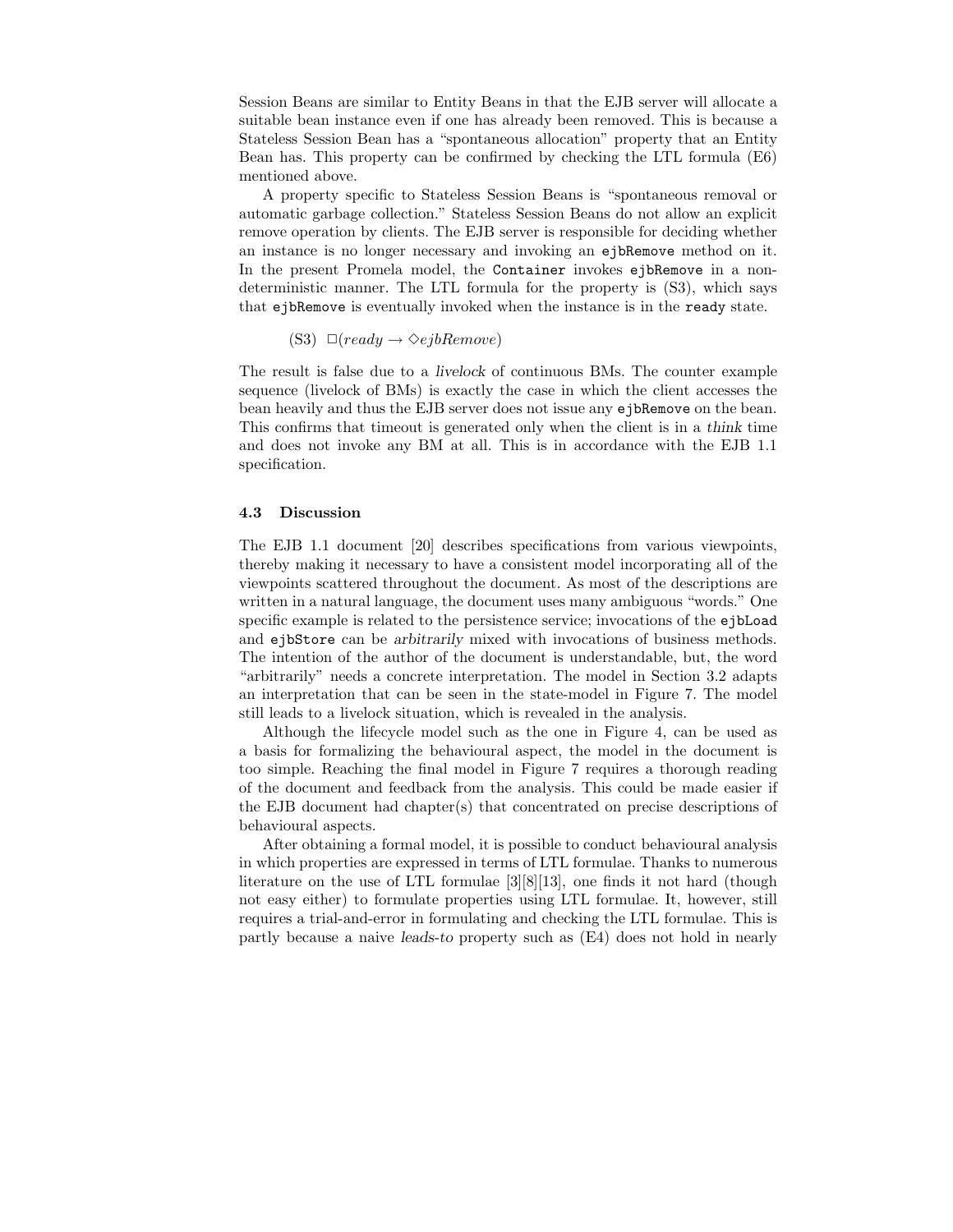Session Beans are similar to Entity Beans in that the EJB server will allocate a suitable bean instance even if one has already been removed. This is because a Stateless Session Bean has a "spontaneous allocation" property that an Entity Bean has. This property can be confirmed by checking the LTL formula (E6) mentioned above.

A property specific to Stateless Session Beans is "spontaneous removal or automatic garbage collection." Stateless Session Beans do not allow an explicit remove operation by clients. The EJB server is responsible for deciding whether an instance is no longer necessary and invoking an `ejbRemove` method on it. In the present Promela model, the `Container` invokes `ejbRemove` in a non-deterministic manner. The LTL formula for the property is (S3), which says that `ejbRemove` is eventually invoked when the instance is in the `ready` state.

(S3) $\Box(ready \rightarrow \Diamond ejbRemove)$

The result is false due to a *livelock* of continuous BMs. The counter example sequence (livelock of BMs) is exactly the case in which the client accesses the bean heavily and thus the EJB server does not issue any `ejbRemove` on the bean. This confirms that timeout is generated only when the client is in a *think* time and does not invoke any BM at all. This is in accordance with the EJB 1.1 specification.

### 4.3 Discussion

The EJB 1.1 document [20] describes specifications from various viewpoints, thereby making it necessary to have a consistent model incorporating all of the viewpoints scattered throughout the document. As most of the descriptions are written in a natural language, the document uses many ambiguous "words." One specific example is related to the persistence service; invocations of the `ejbLoad` and `ejbStore` can be *arbitrarily* mixed with invocations of business methods. The intention of the author of the document is understandable, but, the word "arbitrarily" needs a concrete interpretation. The model in Section 3.2 adapts an interpretation that can be seen in the state-model in Figure 7. The model still leads to a livelock situation, which is revealed in the analysis.

Although the lifecycle model such as the one in Figure 4, can be used as a basis for formalizing the behavioural aspect, the model in the document is too simple. Reaching the final model in Figure 7 requires a thorough reading of the document and feedback from the analysis. This could be made easier if the EJB document had chapter(s) that concentrated on precise descriptions of behavioural aspects.

After obtaining a formal model, it is possible to conduct behavioural analysis in which properties are expressed in terms of LTL formulae. Thanks to numerous literature on the use of LTL formulae [3][8][13], one finds it not hard (though not easy either) to formulate properties using LTL formulae. It, however, still requires a trial-and-error in formulating and checking the LTL formulae. This is partly because a naive *leads-to* property such as (E4) does not hold in nearly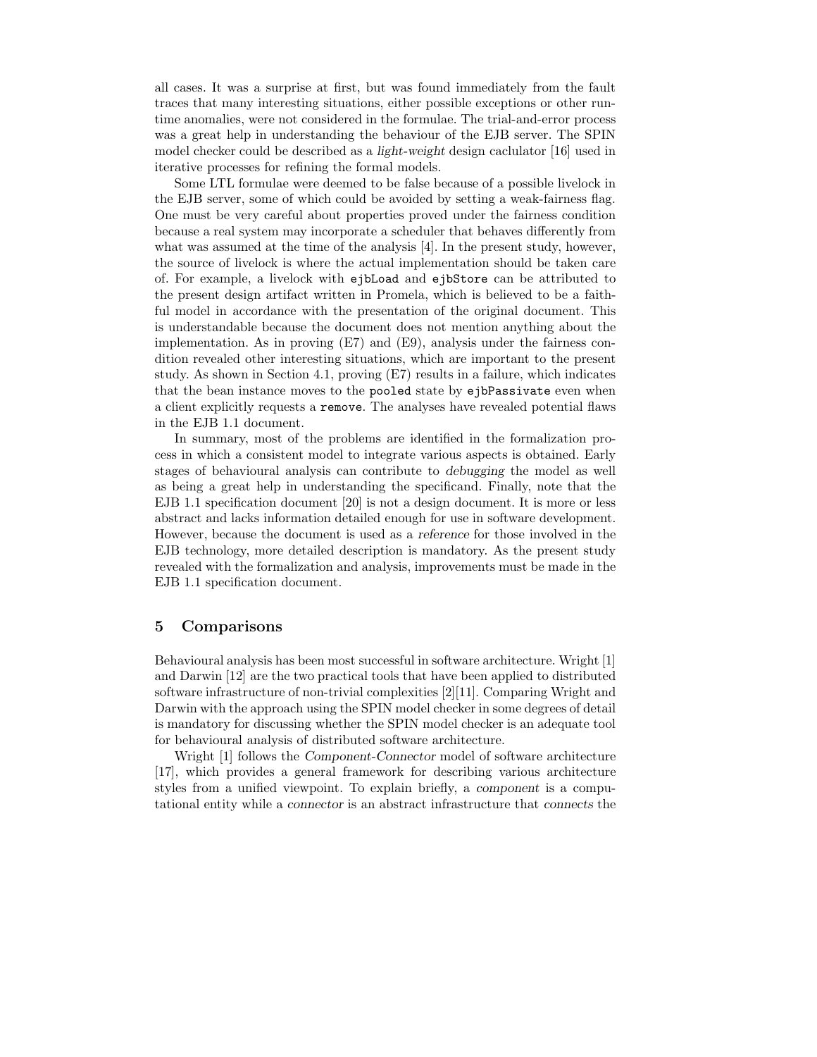all cases. It was a surprise at first, but was found immediately from the fault traces that many interesting situations, either possible exceptions or other run-time anomalies, were not considered in the formulae. The trial-and-error process was a great help in understanding the behaviour of the EJB server. The SPIN model checker could be described as a *light-weight* design caclulator [16] used in iterative processes for refining the formal models.

Some LTL formulae were deemed to be false because of a possible livelock in the EJB server, some of which could be avoided by setting a weak-fairness flag. One must be very careful about properties proved under the fairness condition because a real system may incorporate a scheduler that behaves differently from what was assumed at the time of the analysis [4]. In the present study, however, the source of livelock is where the actual implementation should be taken care of. For example, a livelock with `ejbLoad` and `ejbStore` can be attributed to the present design artifact written in Promela, which is believed to be a faithful model in accordance with the presentation of the original document. This is understandable because the document does not mention anything about the implementation. As in proving (E7) and (E9), analysis under the fairness condition revealed other interesting situations, which are important to the present study. As shown in Section 4.1, proving (E7) results in a failure, which indicates that the bean instance moves to the `pooled` state by `ejbPassivate` even when a client explicitly requests a `remove`. The analyses have revealed potential flaws in the EJB 1.1 document.

In summary, most of the problems are identified in the formalization process in which a consistent model to integrate various aspects is obtained. Early stages of behavioural analysis can contribute to *debugging* the model as well as being a great help in understanding the specificand. Finally, note that the EJB 1.1 specification document [20] is not a design document. It is more or less abstract and lacks information detailed enough for use in software development. However, because the document is used as a *reference* for those involved in the EJB technology, more detailed description is mandatory. As the present study revealed with the formalization and analysis, improvements must be made in the EJB 1.1 specification document.

## 5 Comparisons

Behavioural analysis has been most successful in software architecture. Wright [1] and Darwin [12] are the two practical tools that have been applied to distributed software infrastructure of non-trivial complexities [2][11]. Comparing Wright and Darwin with the approach using the SPIN model checker in some degrees of detail is mandatory for discussing whether the SPIN model checker is an adequate tool for behavioural analysis of distributed software architecture.

Wright [1] follows the *Component-Connector* model of software architecture [17], which provides a general framework for describing various architecture styles from a unified viewpoint. To explain briefly, a *component* is a computational entity while a *connector* is an abstract infrastructure that *connects* the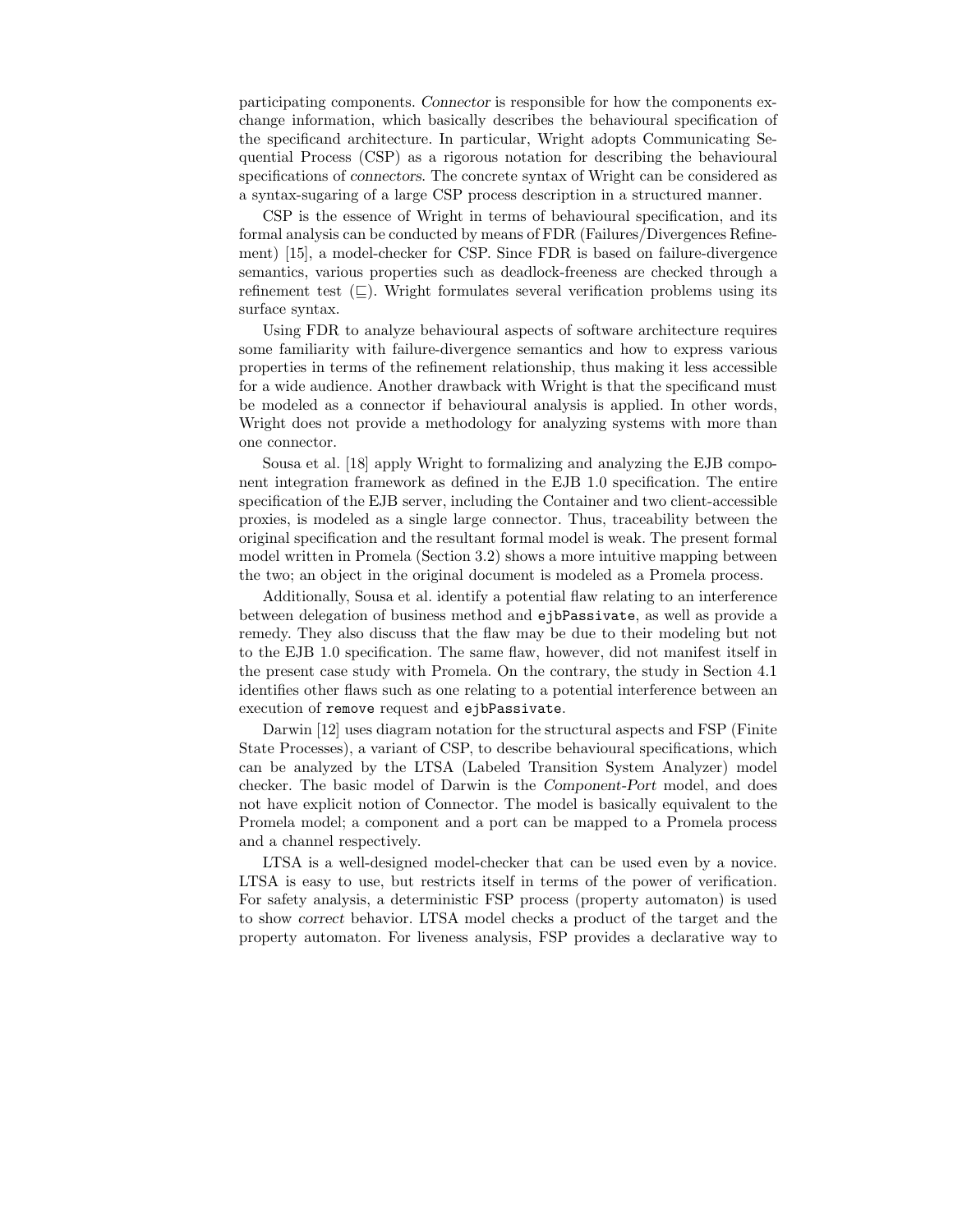participating components. *Connector* is responsible for how the components exchange information, which basically describes the behavioural specification of the specificand architecture. In particular, Wright adopts Communicating Sequential Process (CSP) as a rigorous notation for describing the behavioural specifications of *connectors*. The concrete syntax of Wright can be considered as a syntax-sugaring of a large CSP process description in a structured manner.

CSP is the essence of Wright in terms of behavioural specification, and its formal analysis can be conducted by means of FDR (Failures/Divergences Refinement) [15], a model-checker for CSP. Since FDR is based on failure-divergence semantics, various properties such as deadlock-freeness are checked through a refinement test ($\sqsubseteq$). Wright formulates several verification problems using its surface syntax.

Using FDR to analyze behavioural aspects of software architecture requires some familiarity with failure-divergence semantics and how to express various properties in terms of the refinement relationship, thus making it less accessible for a wide audience. Another drawback with Wright is that the specificand must be modeled as a connector if behavioural analysis is applied. In other words, Wright does not provide a methodology for analyzing systems with more than one connector.

Sousa et al. [18] apply Wright to formalizing and analyzing the EJB component integration framework as defined in the EJB 1.0 specification. The entire specification of the EJB server, including the Container and two client-accessible proxies, is modeled as a single large connector. Thus, traceability between the original specification and the resultant formal model is weak. The present formal model written in Promela (Section 3.2) shows a more intuitive mapping between the two; an object in the original document is modeled as a Promela process.

Additionally, Sousa et al. identify a potential flaw relating to an interference between delegation of business method and `ejbPassivate`, as well as provide a remedy. They also discuss that the flaw may be due to their modeling but not to the EJB 1.0 specification. The same flaw, however, did not manifest itself in the present case study with Promela. On the contrary, the study in Section 4.1 identifies other flaws such as one relating to a potential interference between an execution of `remove` request and `ejbPassivate`.

Darwin [12] uses diagram notation for the structural aspects and FSP (Finite State Processes), a variant of CSP, to describe behavioural specifications, which can be analyzed by the LTSA (Labeled Transition System Analyzer) model checker. The basic model of Darwin is the *Component-Port* model, and does not have explicit notion of Connector. The model is basically equivalent to the Promela model; a component and a port can be mapped to a Promela process and a channel respectively.

LTSA is a well-designed model-checker that can be used even by a novice. LTSA is easy to use, but restricts itself in terms of the power of verification. For safety analysis, a deterministic FSP process (property automaton) is used to show *correct* behavior. LTSA model checks a product of the target and the property automaton. For liveness analysis, FSP provides a declarative way to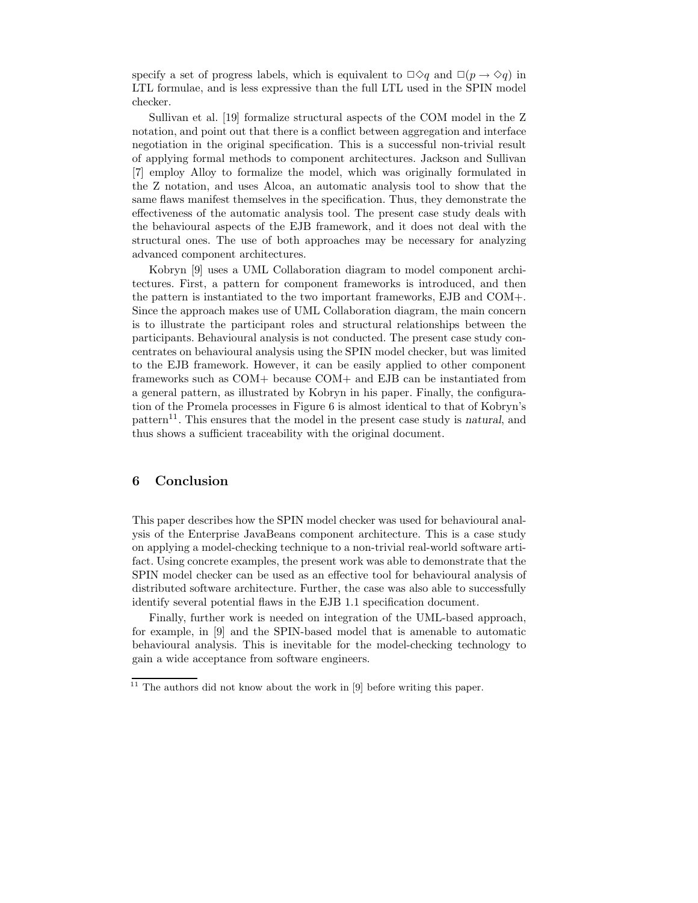specify a set of progress labels, which is equivalent to $\Box\Diamond q$ and $\Box(p \rightarrow \Diamond q)$ in LTL formulae, and is less expressive than the full LTL used in the SPIN model checker.

Sullivan et al. [19] formalize structural aspects of the COM model in the Z notation, and point out that there is a conflict between aggregation and interface negotiation in the original specification. This is a successful non-trivial result of applying formal methods to component architectures. Jackson and Sullivan [7] employ Alloy to formalize the model, which was originally formulated in the Z notation, and uses Alcoa, an automatic analysis tool to show that the same flaws manifest themselves in the specification. Thus, they demonstrate the effectiveness of the automatic analysis tool. The present case study deals with the behavioural aspects of the EJB framework, and it does not deal with the structural ones. The use of both approaches may be necessary for analyzing advanced component architectures.

Kobryn [9] uses a UML Collaboration diagram to model component architectures. First, a pattern for component frameworks is introduced, and then the pattern is instantiated to the two important frameworks, EJB and COM+. Since the approach makes use of UML Collaboration diagram, the main concern is to illustrate the participant roles and structural relationships between the participants. Behavioural analysis is not conducted. The present case study concentrates on behavioural analysis using the SPIN model checker, but was limited to the EJB framework. However, it can be easily applied to other component frameworks such as COM+ because COM+ and EJB can be instantiated from a general pattern, as illustrated by Kobryn in his paper. Finally, the configuration of the Promela processes in Figure 6 is almost identical to that of Kobryn's pattern[11]. This ensures that the model in the present case study is *natural*, and thus shows a sufficient traceability with the original document.

## 6 Conclusion

This paper describes how the SPIN model checker was used for behavioural analysis of the Enterprise JavaBeans component architecture. This is a case study on applying a model-checking technique to a non-trivial real-world software artifact. Using concrete examples, the present work was able to demonstrate that the SPIN model checker can be used as an effective tool for behavioural analysis of distributed software architecture. Further, the case was also able to successfully identify several potential flaws in the EJB 1.1 specification document.

Finally, further work is needed on integration of the UML-based approach, for example, in [9] and the SPIN-based model that is amenable to automatic behavioural analysis. This is inevitable for the model-checking technology to gain a wide acceptance from software engineers.

[11] The authors did not know about the work in [9] before writing this paper.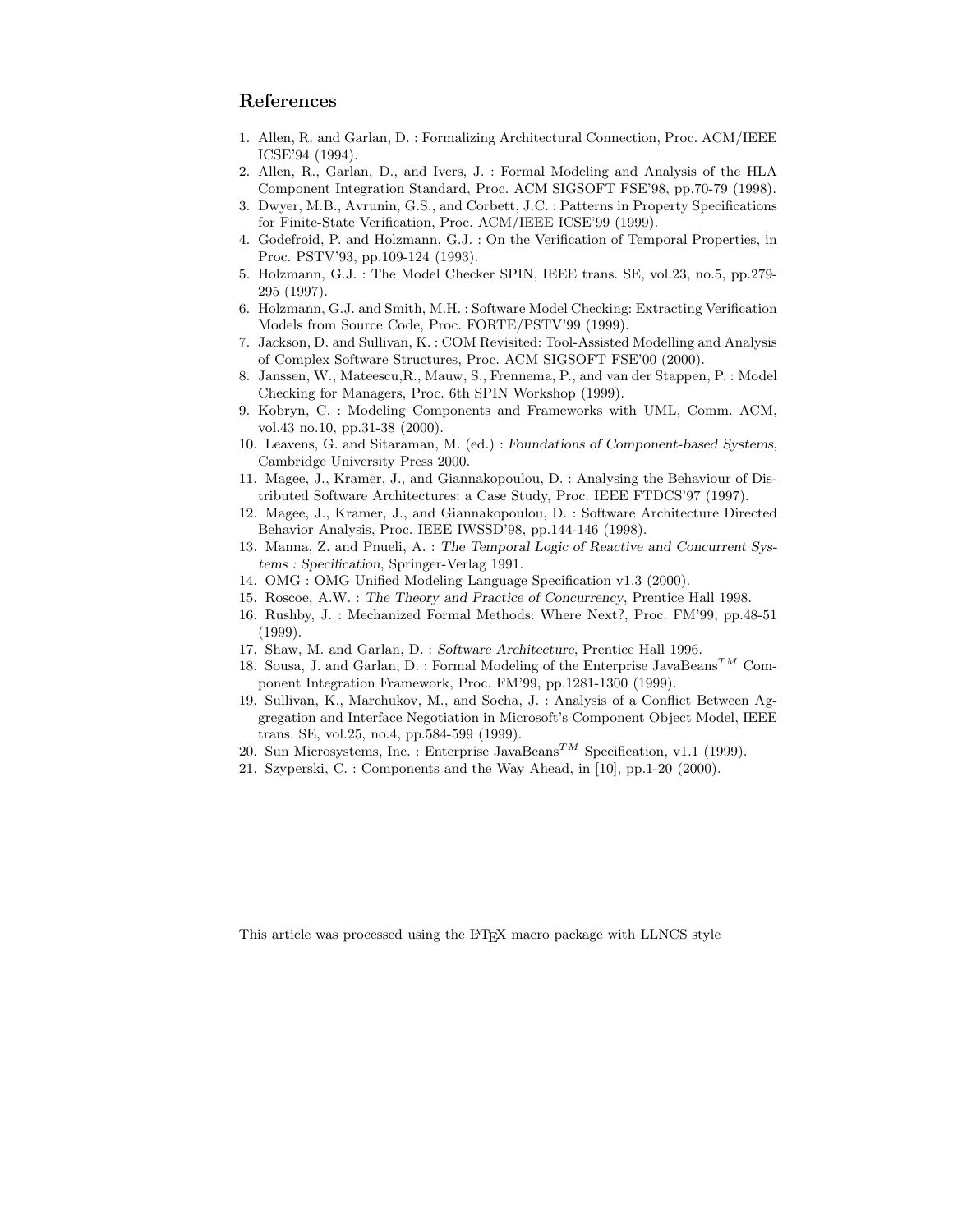## References

1. Allen, R. and Garlan, D. : Formalizing Architectural Connection, Proc. ACM/IEEE ICSE'94 (1994).
2. Allen, R., Garlan, D., and Ivers, J. : Formal Modeling and Analysis of the HLA Component Integration Standard, Proc. ACM SIGSOFT FSE'98, pp.70-79 (1998).
3. Dwyer, M.B., Avrunin, G.S., and Corbett, J.C. : Patterns in Property Specifications for Finite-State Verification, Proc. ACM/IEEE ICSE'99 (1999).
4. Godefroid, P. and Holzmann, G.J. : On the Verification of Temporal Properties, in Proc. PSTV'93, pp.109-124 (1993).
5. Holzmann, G.J. : The Model Checker SPIN, IEEE trans. SE, vol.23, no.5, pp.279-295 (1997).
6. Holzmann, G.J. and Smith, M.H. : Software Model Checking: Extracting Verification Models from Source Code, Proc. FORTE/PSTV'99 (1999).
7. Jackson, D. and Sullivan, K. : COM Revisited: Tool-Assisted Modelling and Analysis of Complex Software Structures, Proc. ACM SIGSOFT FSE'00 (2000).
8. Janssen, W., Mateescu,R., Mauw, S., Frennema, P., and van der Stappen, P. : Model Checking for Managers, Proc. 6th SPIN Workshop (1999).
9. Kobryn, C. : Modeling Components and Frameworks with UML, Comm. ACM, vol.43 no.10, pp.31-38 (2000).
10. Leavens, G. and Sitaraman, M. (ed.) : *Foundations of Component-based Systems*, Cambridge University Press 2000.
11. Magee, J., Kramer, J., and Giannakopoulou, D. : Analysing the Behaviour of Distributed Software Architectures: a Case Study, Proc. IEEE FTDCS'97 (1997).
12. Magee, J., Kramer, J., and Giannakopoulou, D. : Software Architecture Directed Behavior Analysis, Proc. IEEE IWSSD'98, pp.144-146 (1998).
13. Manna, Z. and Pnueli, A. : *The Temporal Logic of Reactive and Concurrent Systems : Specification*, Springer-Verlag 1991.
14. OMG : OMG Unified Modeling Language Specification v1.3 (2000).
15. Roscoe, A.W. : *The Theory and Practice of Concurrency*, Prentice Hall 1998.
16. Rushby, J. : Mechanized Formal Methods: Where Next?, Proc. FM'99, pp.48-51 (1999).
17. Shaw, M. and Garlan, D. : *Software Architecture*, Prentice Hall 1996.
18. Sousa, J. and Garlan, D. : Formal Modeling of the Enterprise JavaBeans$^{TM}$ Component Integration Framework, Proc. FM'99, pp.1281-1300 (1999).
19. Sullivan, K., Marchukov, M., and Socha, J. : Analysis of a Conflict Between Aggregation and Interface Negotiation in Microsoft's Component Object Model, IEEE trans. SE, vol.25, no.4, pp.584-599 (1999).
20. Sun Microsystems, Inc. : Enterprise JavaBeans$^{TM}$ Specification, v1.1 (1999).
21. Szyperski, C. : Components and the Way Ahead, in [10], pp.1-20 (2000).

This article was processed using the LaTeX macro package with LLNCS style